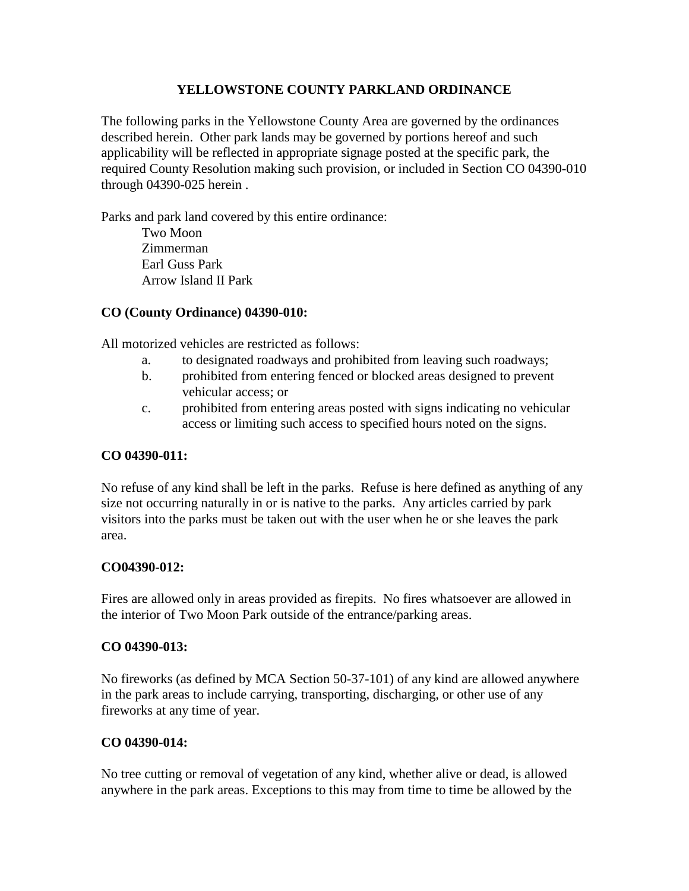# YELLOWSTONE COUNTY PARKLAND ORDINANCE

The following parks in the Yellowstone County Area are governed by the ordinances described herein. Other park lands may be governed by portions hereof and such applicability will be reflected in appropriate signage posted at the specific park, the required County Resolution making such provision, or included in Section CO 04390-010 through 04390-025 herein .

Parks and park land covered by this entire ordinance:

- Two Moon
- Zimmerman
- Earl Guss Park
- Arrow Island II Park

**CO (County Ordinance) 04390-010:**

All motorized vehicles are restricted as follows:

a. to designated roadways and prohibited from leaving such roadways;

b. prohibited from entering fenced or blocked areas designed to prevent vehicular access; or

c. prohibited from entering areas posted with signs indicating no vehicular access or limiting such access to specified hours noted on the signs.

**CO 04390-011:**

No refuse of any kind shall be left in the parks. Refuse is here defined as anything of any size not occurring naturally in or is native to the parks. Any articles carried by park visitors into the parks must be taken out with the user when he or she leaves the park area.

**CO04390-012:**

Fires are allowed only in areas provided as firepits. No fires whatsoever are allowed in the interior of Two Moon Park outside of the entrance/parking areas.

**CO 04390-013:**

No fireworks (as defined by MCA Section 50-37-101) of any kind are allowed anywhere in the park areas to include carrying, transporting, discharging, or other use of any fireworks at any time of year.

**CO 04390-014:**

No tree cutting or removal of vegetation of any kind, whether alive or dead, is allowed anywhere in the park areas. Exceptions to this may from time to time be allowed by the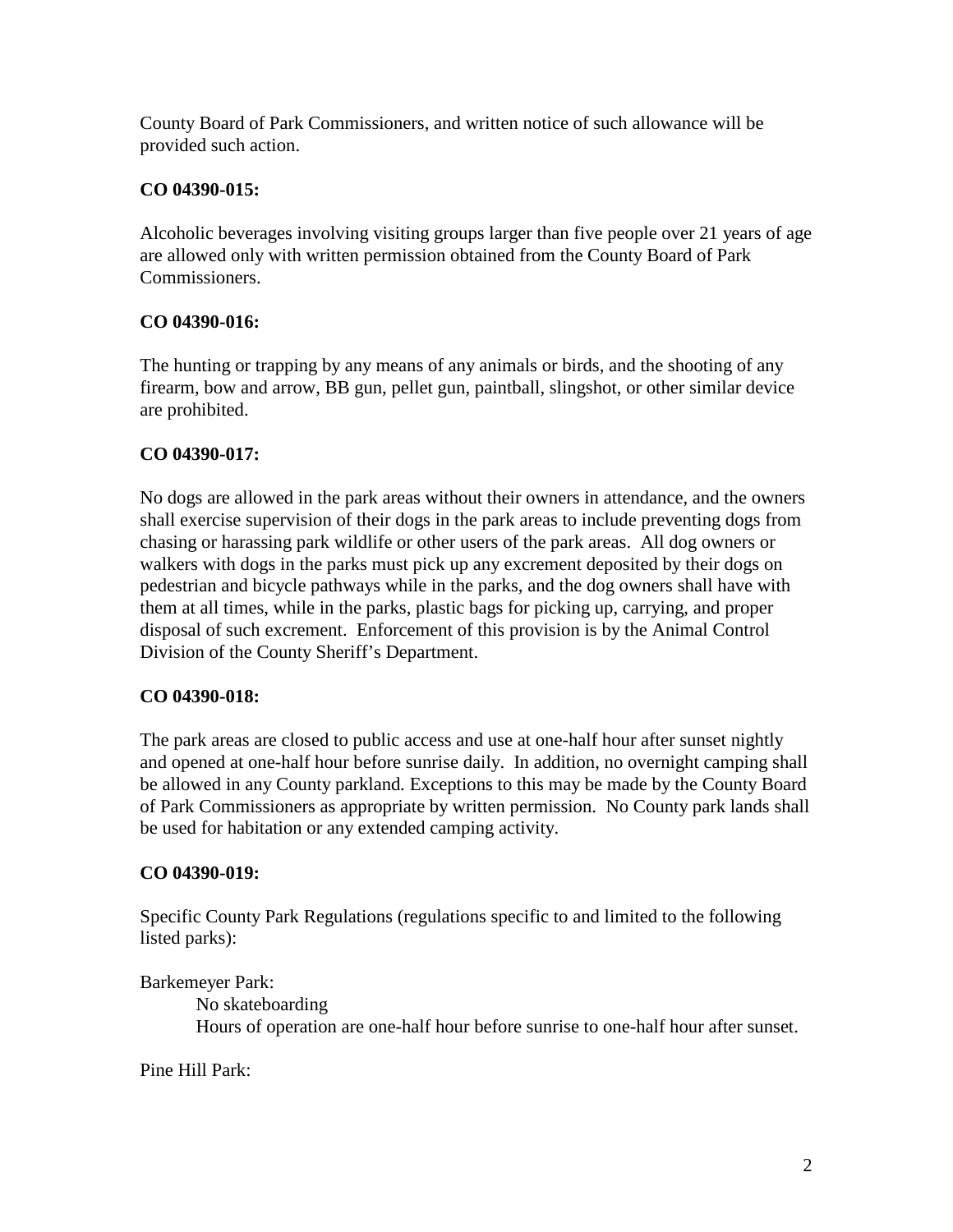County Board of Park Commissioners, and written notice of such allowance will be provided such action.

**CO 04390-015:**

Alcoholic beverages involving visiting groups larger than five people over 21 years of age are allowed only with written permission obtained from the County Board of Park Commissioners.

**CO 04390-016:**

The hunting or trapping by any means of any animals or birds, and the shooting of any firearm, bow and arrow, BB gun, pellet gun, paintball, slingshot, or other similar device are prohibited.

**CO 04390-017:**

No dogs are allowed in the park areas without their owners in attendance, and the owners shall exercise supervision of their dogs in the park areas to include preventing dogs from chasing or harassing park wildlife or other users of the park areas. All dog owners or walkers with dogs in the parks must pick up any excrement deposited by their dogs on pedestrian and bicycle pathways while in the parks, and the dog owners shall have with them at all times, while in the parks, plastic bags for picking up, carrying, and proper disposal of such excrement. Enforcement of this provision is by the Animal Control Division of the County Sheriff's Department.

**CO 04390-018:**

The park areas are closed to public access and use at one-half hour after sunset nightly and opened at one-half hour before sunrise daily. In addition, no overnight camping shall be allowed in any County parkland. Exceptions to this may be made by the County Board of Park Commissioners as appropriate by written permission. No County park lands shall be used for habitation or any extended camping activity.

**CO 04390-019:**

Specific County Park Regulations (regulations specific to and limited to the following listed parks):

Barkemeyer Park:

- No skateboarding
- Hours of operation are one-half hour before sunrise to one-half hour after sunset.

Pine Hill Park: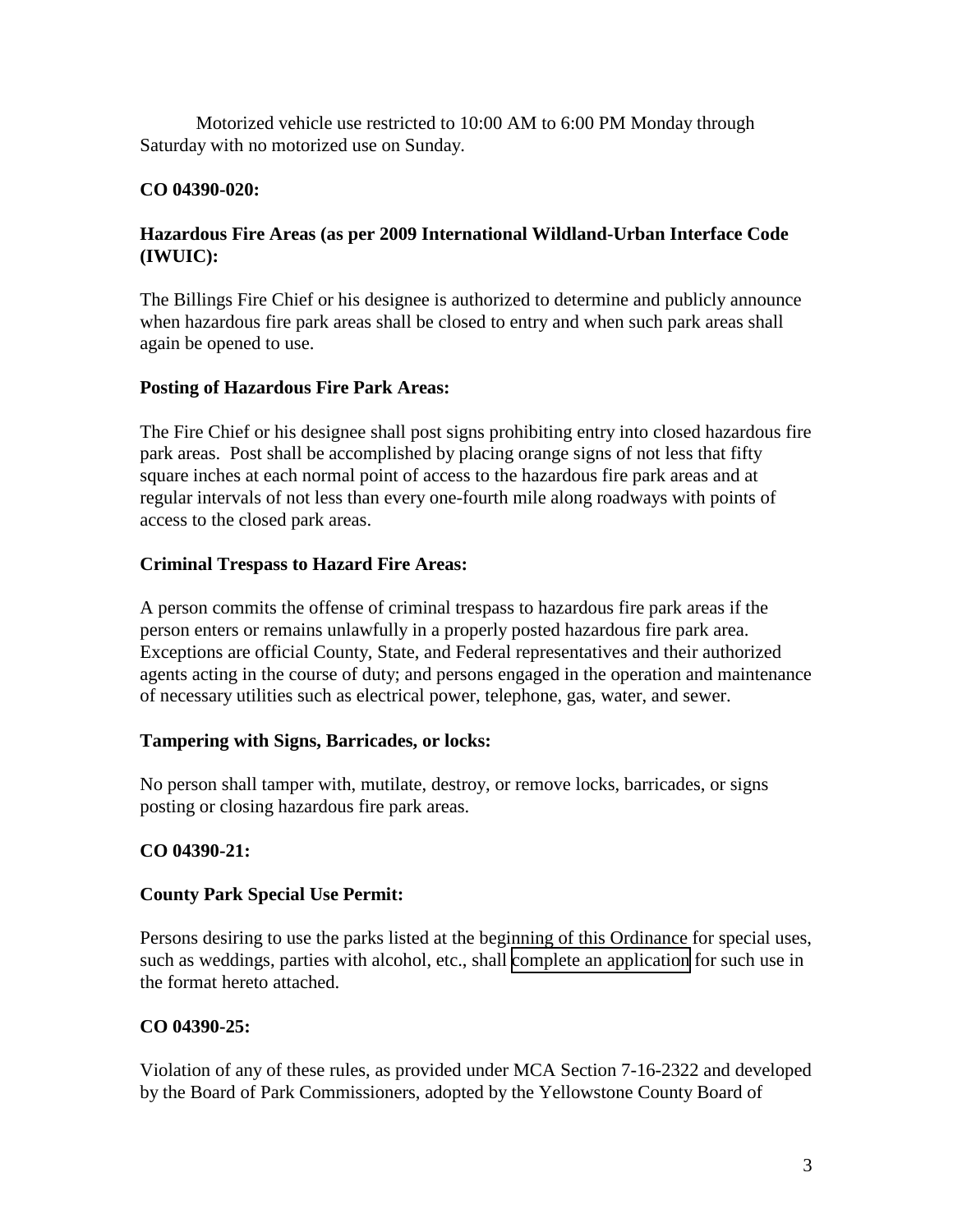Motorized vehicle use restricted to 10:00 AM to 6:00 PM Monday through Saturday with no motorized use on Sunday.

**CO 04390-020:**

**Hazardous Fire Areas (as per 2009 International Wildland-Urban Interface Code (IWUIC):**

The Billings Fire Chief or his designee is authorized to determine and publicly announce when hazardous fire park areas shall be closed to entry and when such park areas shall again be opened to use.

**Posting of Hazardous Fire Park Areas:**

The Fire Chief or his designee shall post signs prohibiting entry into closed hazardous fire park areas. Post shall be accomplished by placing orange signs of not less that fifty square inches at each normal point of access to the hazardous fire park areas and at regular intervals of not less than every one-fourth mile along roadways with points of access to the closed park areas.

**Criminal Trespass to Hazard Fire Areas:**

A person commits the offense of criminal trespass to hazardous fire park areas if the person enters or remains unlawfully in a properly posted hazardous fire park area. Exceptions are official County, State, and Federal representatives and their authorized agents acting in the course of duty; and persons engaged in the operation and maintenance of necessary utilities such as electrical power, telephone, gas, water, and sewer.

**Tampering with Signs, Barricades, or locks:**

No person shall tamper with, mutilate, destroy, or remove locks, barricades, or signs posting or closing hazardous fire park areas.

**CO 04390-21:**

**County Park Special Use Permit:**

Persons desiring to use the parks listed at the beginning of this Ordinance for special uses, such as weddings, parties with alcohol, etc., shall complete an application for such use in the format hereto attached.

**CO 04390-25:**

Violation of any of these rules, as provided under MCA Section 7-16-2322 and developed by the Board of Park Commissioners, adopted by the Yellowstone County Board of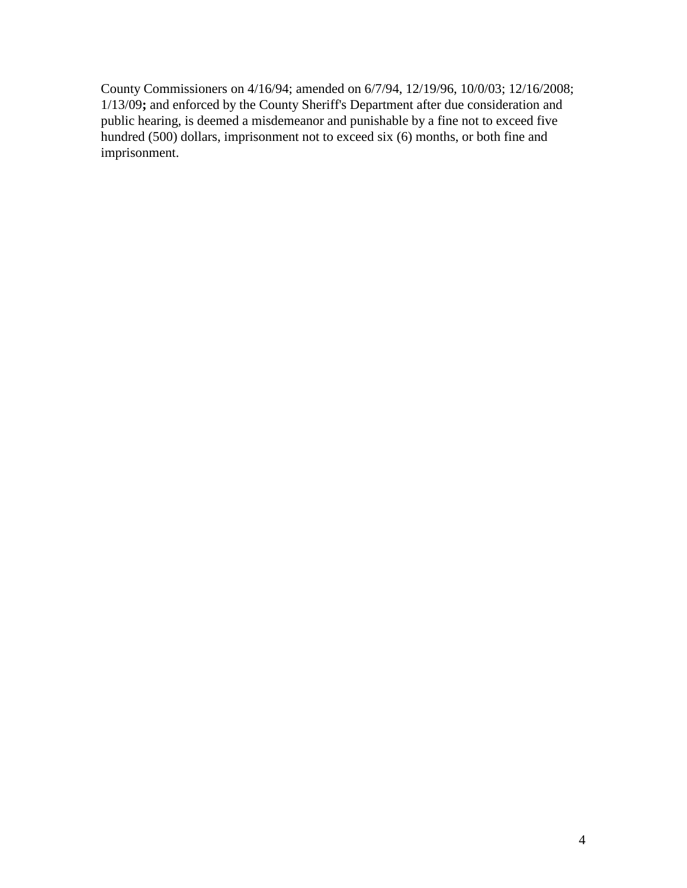County Commissioners on 4/16/94; amended on 6/7/94, 12/19/96, 10/0/03; 12/16/2008; 1/13/09**;** and enforced by the County Sheriff's Department after due consideration and public hearing, is deemed a misdemeanor and punishable by a fine not to exceed five hundred (500) dollars, imprisonment not to exceed six (6) months, or both fine and imprisonment.